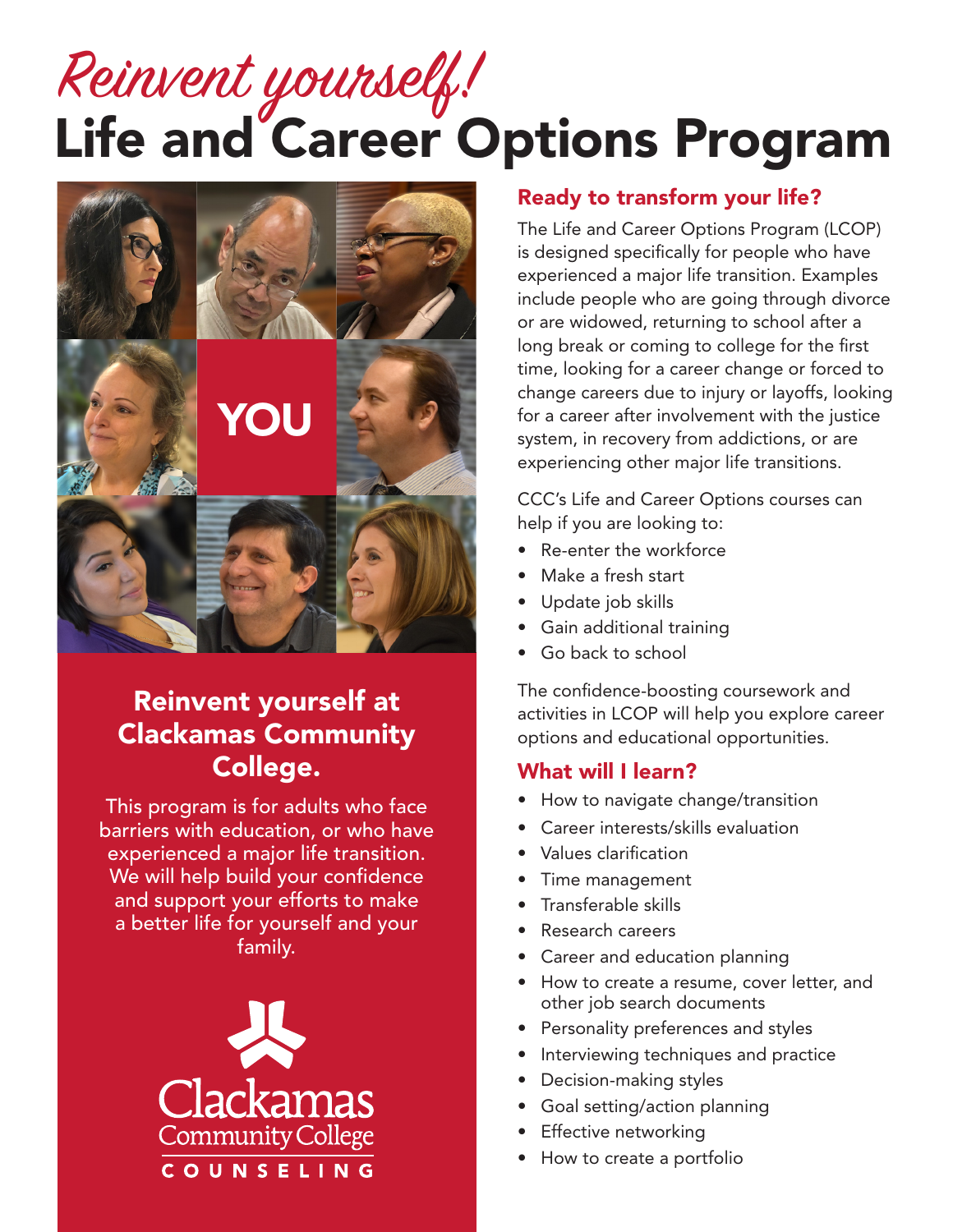*Reinvent yourself!*

# Life and Career Options Program

YOU

## Reinvent yourself at Clackamas Community College.

This program is for adults who face barriers with education, or who have experienced a major life transition. We will help build your confidence and support your efforts to make a better life for yourself and your family.

Clackamas Community College
COUNSELING

## Ready to transform your life?

The Life and Career Options Program (LCOP) is designed specifically for people who have experienced a major life transition. Examples include people who are going through divorce or are widowed, returning to school after a long break or coming to college for the first time, looking for a career change or forced to change careers due to injury or layoffs, looking for a career after involvement with the justice system, in recovery from addictions, or are experiencing other major life transitions.

CCC's Life and Career Options courses can help if you are looking to:

- Re-enter the workforce
- Make a fresh start
- Update job skills
- Gain additional training
- Go back to school

The confidence-boosting coursework and activities in LCOP will help you explore career options and educational opportunities.

## What will I learn?

- How to navigate change/transition
- Career interests/skills evaluation
- Values clarification
- Time management
- Transferable skills
- Research careers
- Career and education planning
- How to create a resume, cover letter, and other job search documents
- Personality preferences and styles
- Interviewing techniques and practice
- Decision-making styles
- Goal setting/action planning
- Effective networking
- How to create a portfolio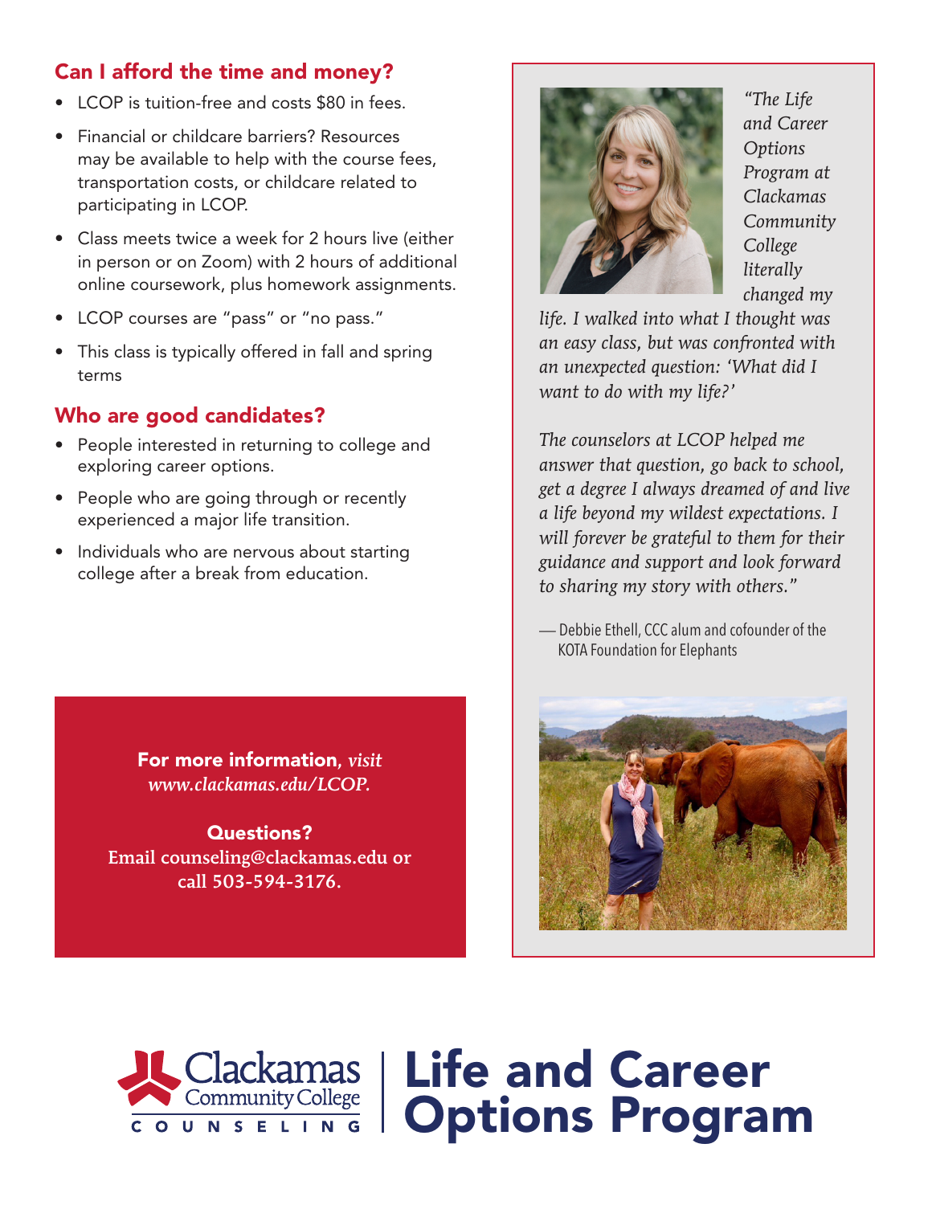## Can I afford the time and money?

- LCOP is tuition-free and costs $80 in fees.
- Financial or childcare barriers? Resources may be available to help with the course fees, transportation costs, or childcare related to participating in LCOP.
- Class meets twice a week for 2 hours live (either in person or on Zoom) with 2 hours of additional online coursework, plus homework assignments.
- LCOP courses are "pass" or "no pass."
- This class is typically offered in fall and spring terms

## Who are good candidates?

- People interested in returning to college and exploring career options.
- People who are going through or recently experienced a major life transition.
- Individuals who are nervous about starting college after a break from education.

*"The Life and Career Options Program at Clackamas Community College literally changed my life. I walked into what I thought was an easy class, but was confronted with an unexpected question: 'What did I want to do with my life?'*

*The counselors at LCOP helped me answer that question, go back to school, get a degree I always dreamed of and live a life beyond my wildest expectations. I will forever be grateful to them for their guidance and support and look forward to sharing my story with others."*

— Debbie Ethell, CCC alum and cofounder of the KOTA Foundation for Elephants

**For more information**, *visit www.clackamas.edu/LCOP.*

**Questions?**
**Email counseling@clackamas.edu or call 503-594-3176.**

Clackamas Community College
COUNSELING

# Life and Career Options Program